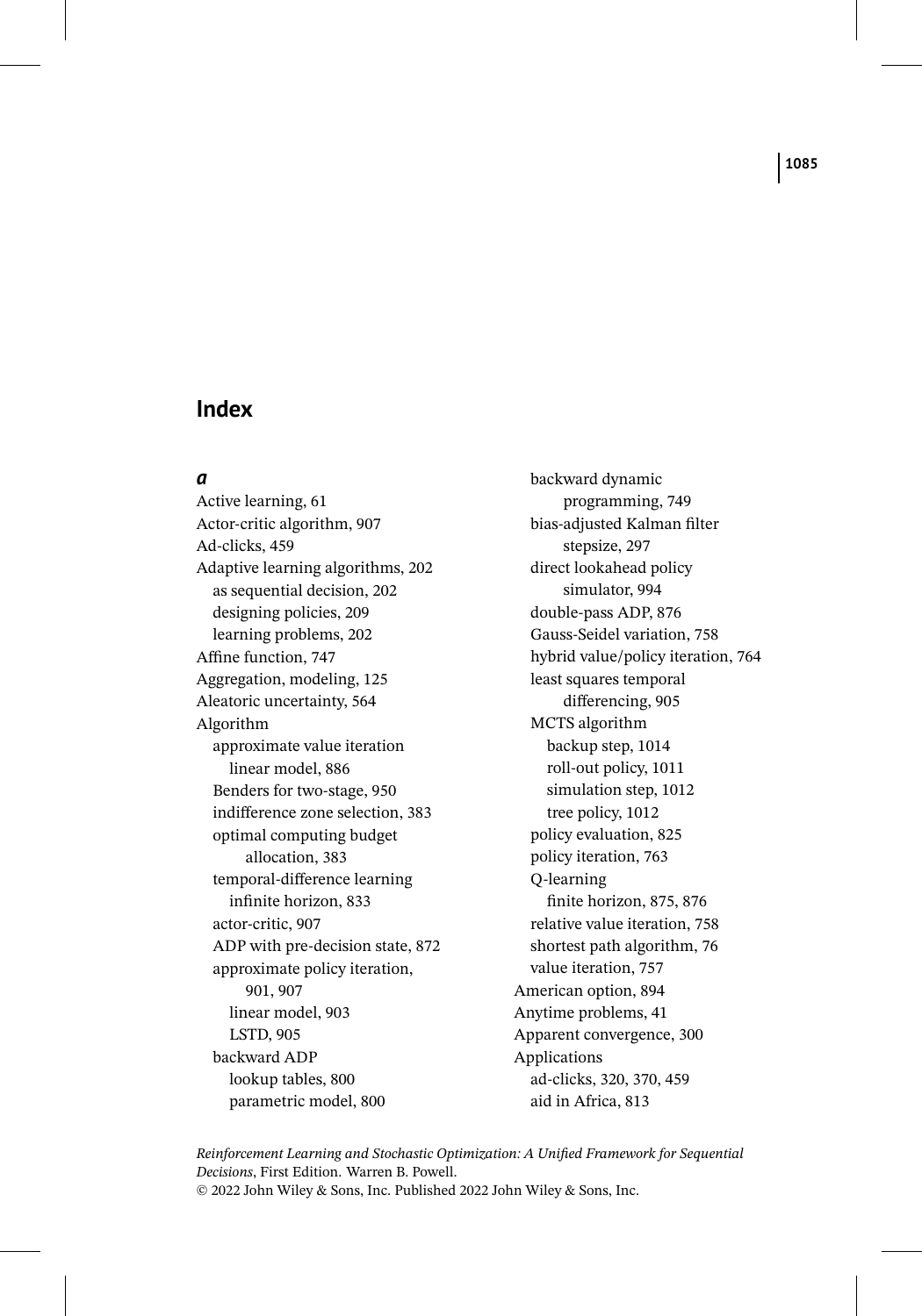# Index

### *a*

Active learning, 61
Actor-critic algorithm, 907
Ad-clicks, 459
Adaptive learning algorithms, 202
  as sequential decision, 202
  designing policies, 209
  learning problems, 202
Affine function, 747
Aggregation, modeling, 125
Aleatoric uncertainty, 564
Algorithm
  approximate value iteration
    linear model, 886
  Benders for two-stage, 950
  indifference zone selection, 383
  optimal computing budget
    allocation, 383
  temporal-difference learning
    infinite horizon, 833
  actor-critic, 907
  ADP with pre-decision state, 872
  approximate policy iteration,
    901, 907
    linear model, 903
    LSTD, 905
  backward ADP
    lookup tables, 800
    parametric model, 800
  backward dynamic
    programming, 749
  bias-adjusted Kalman filter
    stepsize, 297
  direct lookahead policy
    simulator, 994
  double-pass ADP, 876
  Gauss-Seidel variation, 758
  hybrid value/policy iteration, 764
  least squares temporal
    differencing, 905
  MCTS algorithm
    backup step, 1014
    roll-out policy, 1011
    simulation step, 1012
    tree policy, 1012
  policy evaluation, 825
  policy iteration, 763
  Q-learning
    finite horizon, 875, 876
  relative value iteration, 758
  shortest path algorithm, 76
  value iteration, 757
American option, 894
Anytime problems, 41
Apparent convergence, 300
Applications
  ad-clicks, 320, 370, 459
  aid in Africa, 813

*Reinforcement Learning and Stochastic Optimization: A Unified Framework for Sequential Decisions*, First Edition. Warren B. Powell.
© 2022 John Wiley & Sons, Inc. Published 2022 John Wiley & Sons, Inc.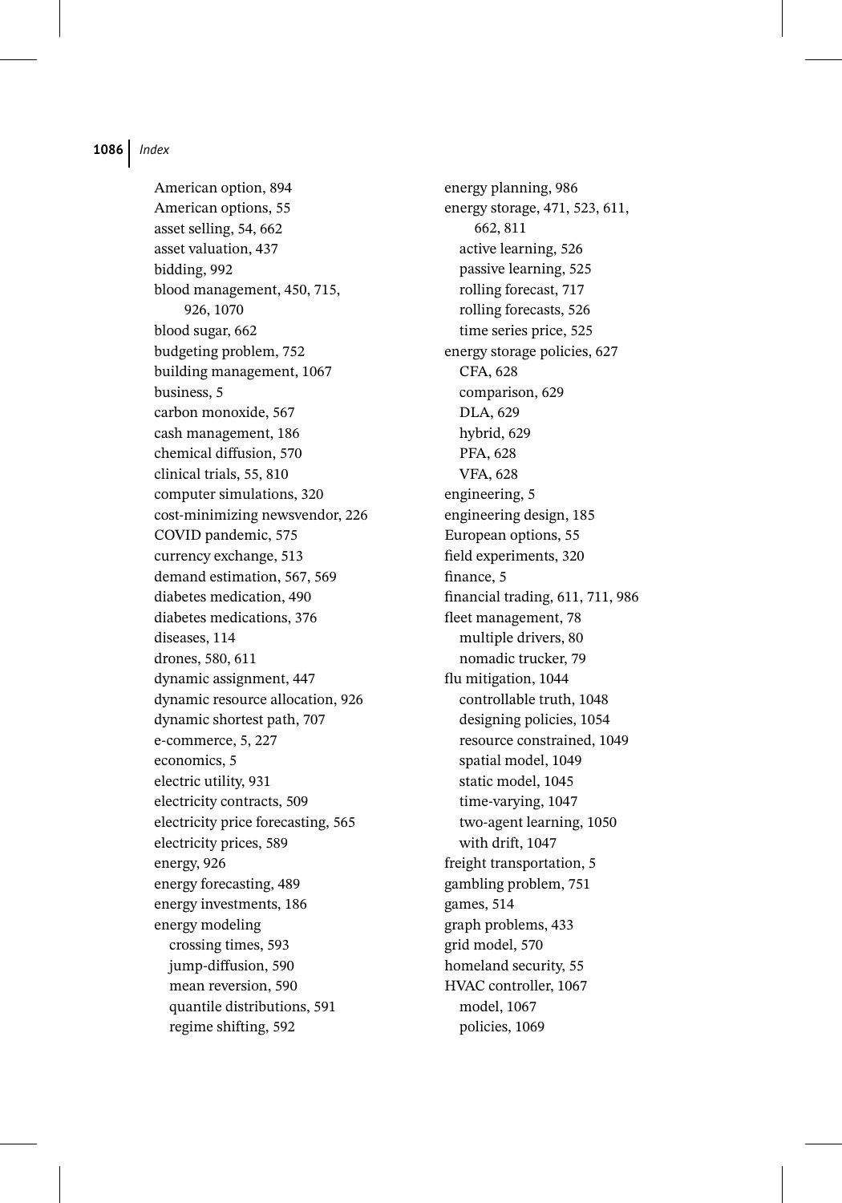American option, 894
American options, 55
asset selling, 54, 662
asset valuation, 437
bidding, 992
blood management, 450, 715, 926, 1070
blood sugar, 662
budgeting problem, 752
building management, 1067
business, 5
carbon monoxide, 567
cash management, 186
chemical diffusion, 570
clinical trials, 55, 810
computer simulations, 320
cost-minimizing newsvendor, 226
COVID pandemic, 575
currency exchange, 513
demand estimation, 567, 569
diabetes medication, 490
diabetes medications, 376
diseases, 114
drones, 580, 611
dynamic assignment, 447
dynamic resource allocation, 926
dynamic shortest path, 707
e-commerce, 5, 227
economics, 5
electric utility, 931
electricity contracts, 509
electricity price forecasting, 565
electricity prices, 589
energy, 926
energy forecasting, 489
energy investments, 186
energy modeling
- crossing times, 593
- jump-diffusion, 590
- mean reversion, 590
- quantile distributions, 591
- regime shifting, 592

energy planning, 986
energy storage, 471, 523, 611, 662, 811
- active learning, 526
- passive learning, 525
- rolling forecast, 717
- rolling forecasts, 526
- time series price, 525

energy storage policies, 627
- CFA, 628
- comparison, 629
- DLA, 629
- hybrid, 629
- PFA, 628
- VFA, 628

engineering, 5
engineering design, 185
European options, 55
field experiments, 320
finance, 5
financial trading, 611, 711, 986
fleet management, 78
- multiple drivers, 80
- nomadic trucker, 79

flu mitigation, 1044
- controllable truth, 1048
- designing policies, 1054
- resource constrained, 1049
- spatial model, 1049
- static model, 1045
- time-varying, 1047
- two-agent learning, 1050
- with drift, 1047

freight transportation, 5
gambling problem, 751
games, 514
graph problems, 433
grid model, 570
homeland security, 55
HVAC controller, 1067
- model, 1067
- policies, 1069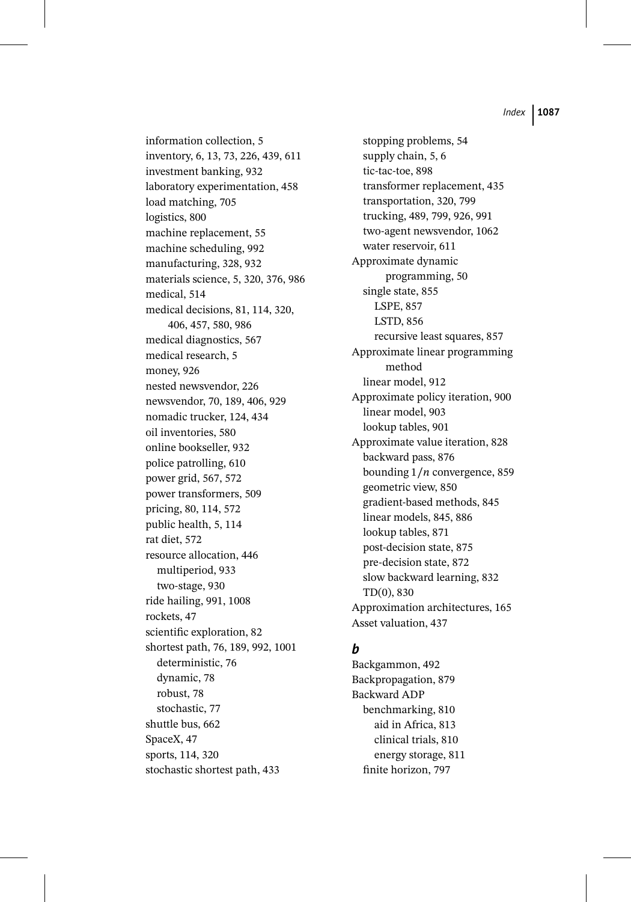information collection, 5
inventory, 6, 13, 73, 226, 439, 611
investment banking, 932
laboratory experimentation, 458
load matching, 705
logistics, 800
machine replacement, 55
machine scheduling, 992
manufacturing, 328, 932
materials science, 5, 320, 376, 986
medical, 514
medical decisions, 81, 114, 320, 406, 457, 580, 986
medical diagnostics, 567
medical research, 5
money, 926
nested newsvendor, 226
newsvendor, 70, 189, 406, 929
nomadic trucker, 124, 434
oil inventories, 580
online bookseller, 932
police patrolling, 610
power grid, 567, 572
power transformers, 509
pricing, 80, 114, 572
public health, 5, 114
rat diet, 572
resource allocation, 446
  multiperiod, 933
  two-stage, 930
ride hailing, 991, 1008
rockets, 47
scientific exploration, 82
shortest path, 76, 189, 992, 1001
  deterministic, 76
  dynamic, 78
  robust, 78
  stochastic, 77
shuttle bus, 662
SpaceX, 47
sports, 114, 320
stochastic shortest path, 433
stopping problems, 54
supply chain, 5, 6
tic-tac-toe, 898
transformer replacement, 435
transportation, 320, 799
trucking, 489, 799, 926, 991
two-agent newsvendor, 1062
water reservoir, 611

Approximate dynamic programming, 50
  single state, 855
    LSPE, 857
    LSTD, 856
    recursive least squares, 857
Approximate linear programming method
  linear model, 912
Approximate policy iteration, 900
  linear model, 903
  lookup tables, 901
Approximate value iteration, 828
  backward pass, 876
  bounding $1/n$ convergence, 859
  geometric view, 850
  gradient-based methods, 845
  linear models, 845, 886
  lookup tables, 871
  post-decision state, 875
  pre-decision state, 872
  slow backward learning, 832
  TD(0), 830
Approximation architectures, 165
Asset valuation, 437

### *b*

Backgammon, 492
Backpropagation, 879
Backward ADP
  benchmarking, 810
    aid in Africa, 813
    clinical trials, 810
    energy storage, 811
  finite horizon, 797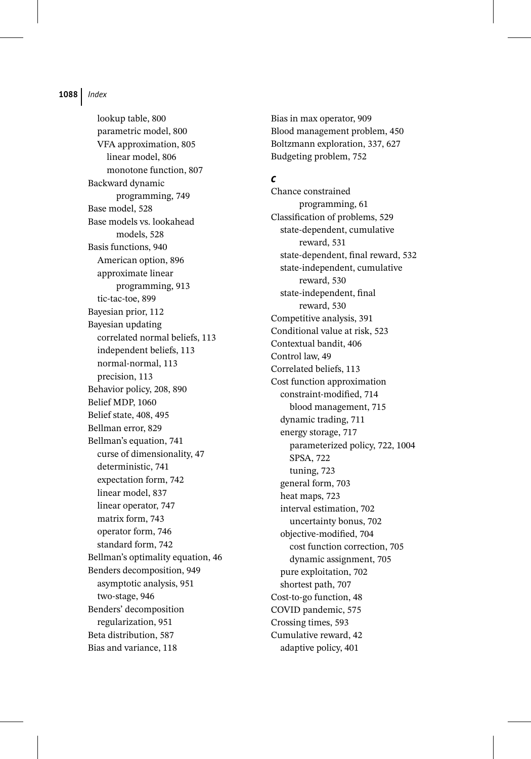lookup table, 800
parametric model, 800
VFA approximation, 805
linear model, 806
monotone function, 807

Backward dynamic programming, 749
Base model, 528
Base models vs. lookahead models, 528
Basis functions, 940
American option, 896
approximate linear programming, 913
tic-tac-toe, 899

Bayesian prior, 112
Bayesian updating
correlated normal beliefs, 113
independent beliefs, 113
normal-normal, 113
precision, 113

Behavior policy, 208, 890
Belief MDP, 1060
Belief state, 408, 495
Bellman error, 829
Bellman's equation, 741
curse of dimensionality, 47
deterministic, 741
expectation form, 742
linear model, 837
linear operator, 747
matrix form, 743
operator form, 746
standard form, 742

Bellman's optimality equation, 46
Benders decomposition, 949
asymptotic analysis, 951
two-stage, 946

Benders' decomposition
regularization, 951

Beta distribution, 587
Bias and variance, 118
Bias in max operator, 909
Blood management problem, 450
Boltzmann exploration, 337, 627
Budgeting problem, 752

## C

Chance constrained programming, 61
Classification of problems, 529
state-dependent, cumulative reward, 531
state-dependent, final reward, 532
state-independent, cumulative reward, 530
state-independent, final reward, 530

Competitive analysis, 391
Conditional value at risk, 523
Contextual bandit, 406
Control law, 49
Correlated beliefs, 113
Cost function approximation
constraint-modified, 714
blood management, 715
dynamic trading, 711
energy storage, 717
parameterized policy, 722, 1004
SPSA, 722
tuning, 723
general form, 703
heat maps, 723
interval estimation, 702
uncertainty bonus, 702
objective-modified, 704
cost function correction, 705
dynamic assignment, 705
pure exploitation, 702
shortest path, 707

Cost-to-go function, 48
COVID pandemic, 575
Crossing times, 593
Cumulative reward, 42
adaptive policy, 401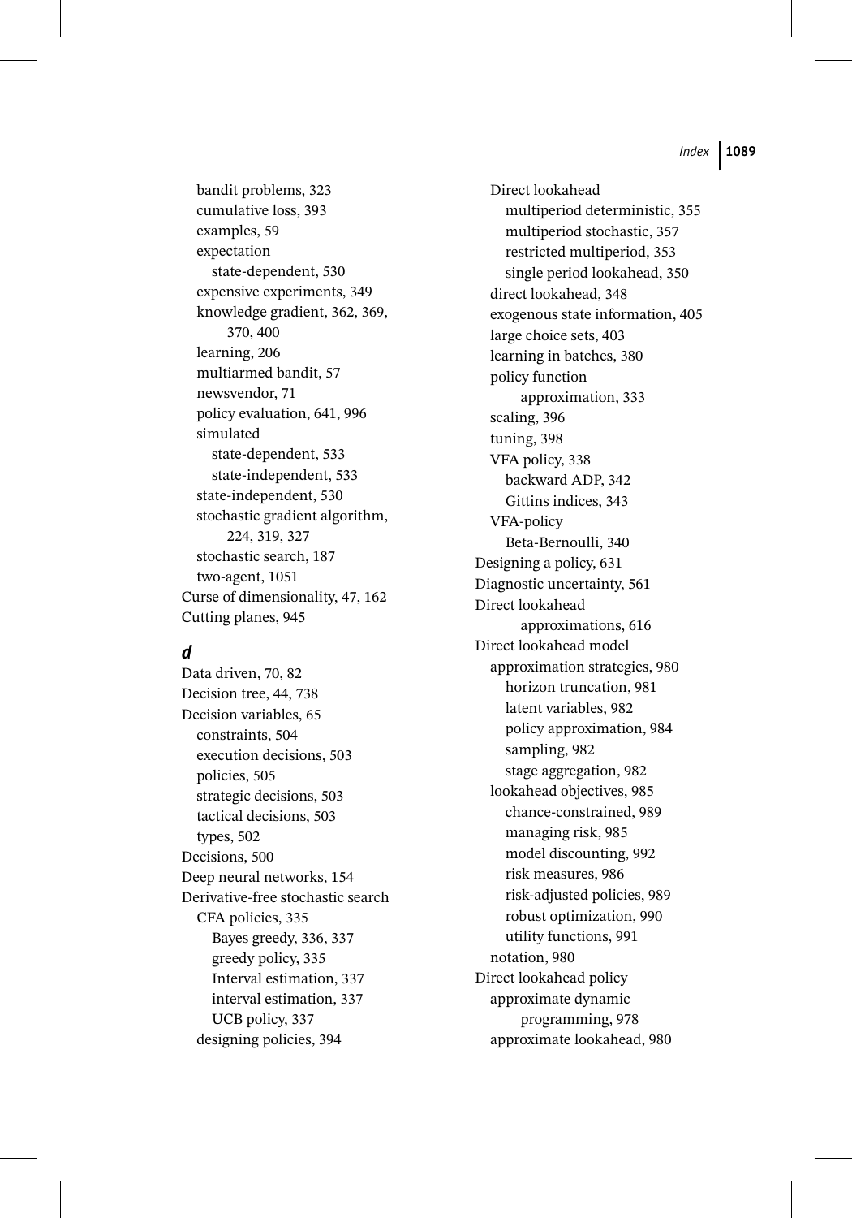bandit problems, 323
cumulative loss, 393
examples, 59
expectation
state-dependent, 530
expensive experiments, 349
knowledge gradient, 362, 369, 370, 400
learning, 206
multiarmed bandit, 57
newsvendor, 71
policy evaluation, 641, 996
simulated
state-dependent, 533
state-independent, 533
state-independent, 530
stochastic gradient algorithm, 224, 319, 327
stochastic search, 187
two-agent, 1051

Curse of dimensionality, 47, 162
Cutting planes, 945

## d

Data driven, 70, 82
Decision tree, 44, 738
Decision variables, 65
constraints, 504
execution decisions, 503
policies, 505
strategic decisions, 503
tactical decisions, 503
types, 502
Decisions, 500
Deep neural networks, 154
Derivative-free stochastic search
CFA policies, 335
Bayes greedy, 336, 337
greedy policy, 335
Interval estimation, 337
interval estimation, 337
UCB policy, 337
designing policies, 394
Direct lookahead
multiperiod deterministic, 355
multiperiod stochastic, 357
restricted multiperiod, 353
single period lookahead, 350
direct lookahead, 348
exogenous state information, 405
large choice sets, 403
learning in batches, 380
policy function approximation, 333
scaling, 396
tuning, 398
VFA policy, 338
backward ADP, 342
Gittins indices, 343
VFA-policy
Beta-Bernoulli, 340
Designing a policy, 631
Diagnostic uncertainty, 561
Direct lookahead approximations, 616
Direct lookahead model
approximation strategies, 980
horizon truncation, 981
latent variables, 982
policy approximation, 984
sampling, 982
stage aggregation, 982
lookahead objectives, 985
chance-constrained, 989
managing risk, 985
model discounting, 992
risk measures, 986
risk-adjusted policies, 989
robust optimization, 990
utility functions, 991
notation, 980
Direct lookahead policy
approximate dynamic programming, 978
approximate lookahead, 980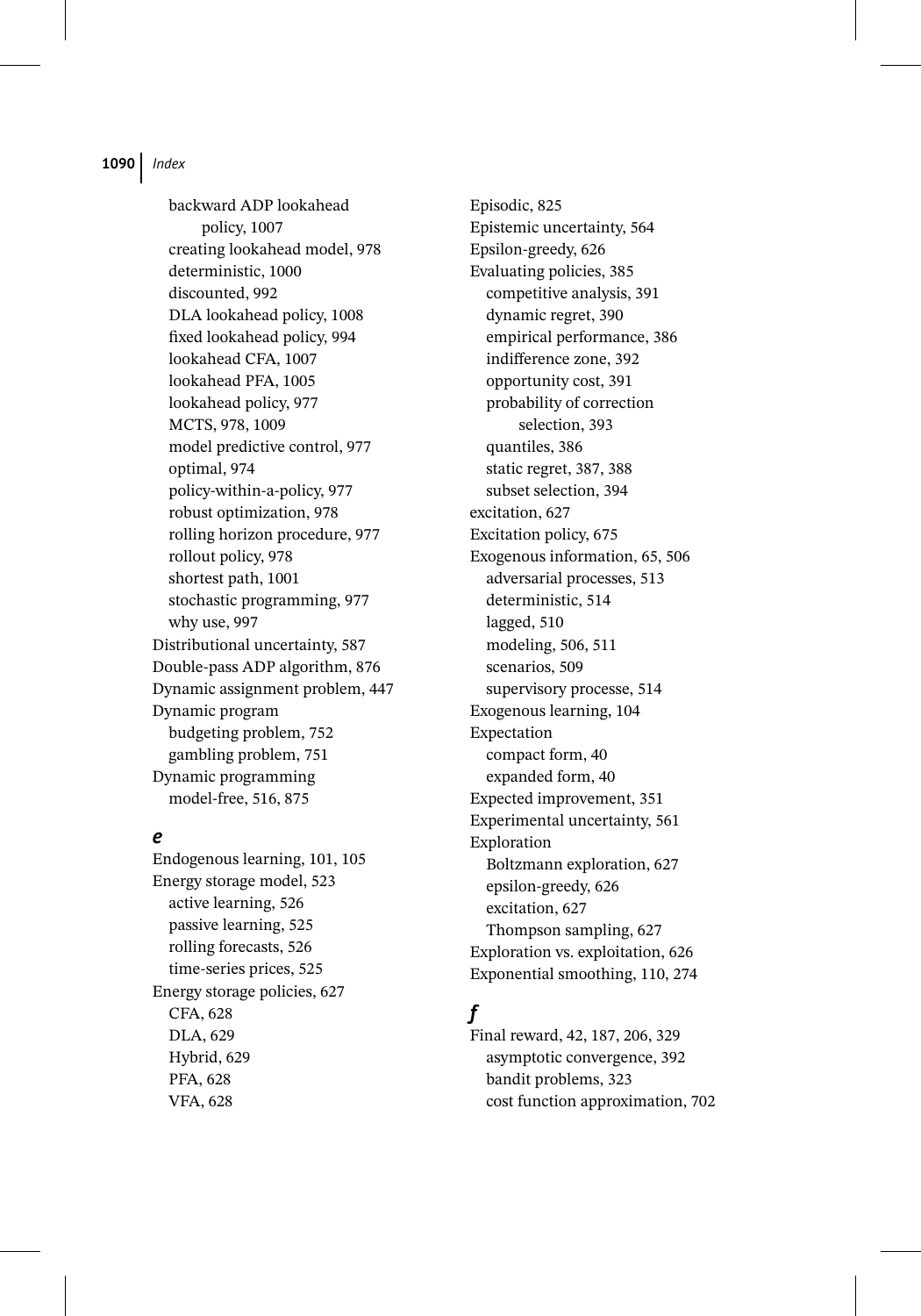backward ADP lookahead policy, 1007
  creating lookahead model, 978
  deterministic, 1000
  discounted, 992
  DLA lookahead policy, 1008
  fixed lookahead policy, 994
  lookahead CFA, 1007
  lookahead PFA, 1005
  lookahead policy, 977
  MCTS, 978, 1009
  model predictive control, 977
  optimal, 974
  policy-within-a-policy, 977
  robust optimization, 978
  rolling horizon procedure, 977
  rollout policy, 978
  shortest path, 1001
  stochastic programming, 977
  why use, 997

Distributional uncertainty, 587
Double-pass ADP algorithm, 876
Dynamic assignment problem, 447
Dynamic program
  budgeting problem, 752
  gambling problem, 751
Dynamic programming
  model-free, 516, 875

### *e*

Endogenous learning, 101, 105
Energy storage model, 523
  active learning, 526
  passive learning, 525
  rolling forecasts, 526
  time-series prices, 525
Energy storage policies, 627
  CFA, 628
  DLA, 629
  Hybrid, 629
  PFA, 628
  VFA, 628
Episodic, 825
Epistemic uncertainty, 564
Epsilon-greedy, 626
Evaluating policies, 385
  competitive analysis, 391
  dynamic regret, 390
  empirical performance, 386
  indifference zone, 392
  opportunity cost, 391
  probability of correction selection, 393
  quantiles, 386
  static regret, 387, 388
  subset selection, 394
excitation, 627
Excitation policy, 675
Exogenous information, 65, 506
  adversarial processes, 513
  deterministic, 514
  lagged, 510
  modeling, 506, 511
  scenarios, 509
  supervisory processe, 514
Exogenous learning, 104
Expectation
  compact form, 40
  expanded form, 40
Expected improvement, 351
Experimental uncertainty, 561
Exploration
  Boltzmann exploration, 627
  epsilon-greedy, 626
  excitation, 627
  Thompson sampling, 627
Exploration vs. exploitation, 626
Exponential smoothing, 110, 274

### *f*

Final reward, 42, 187, 206, 329
  asymptotic convergence, 392
  bandit problems, 323
  cost function approximation, 702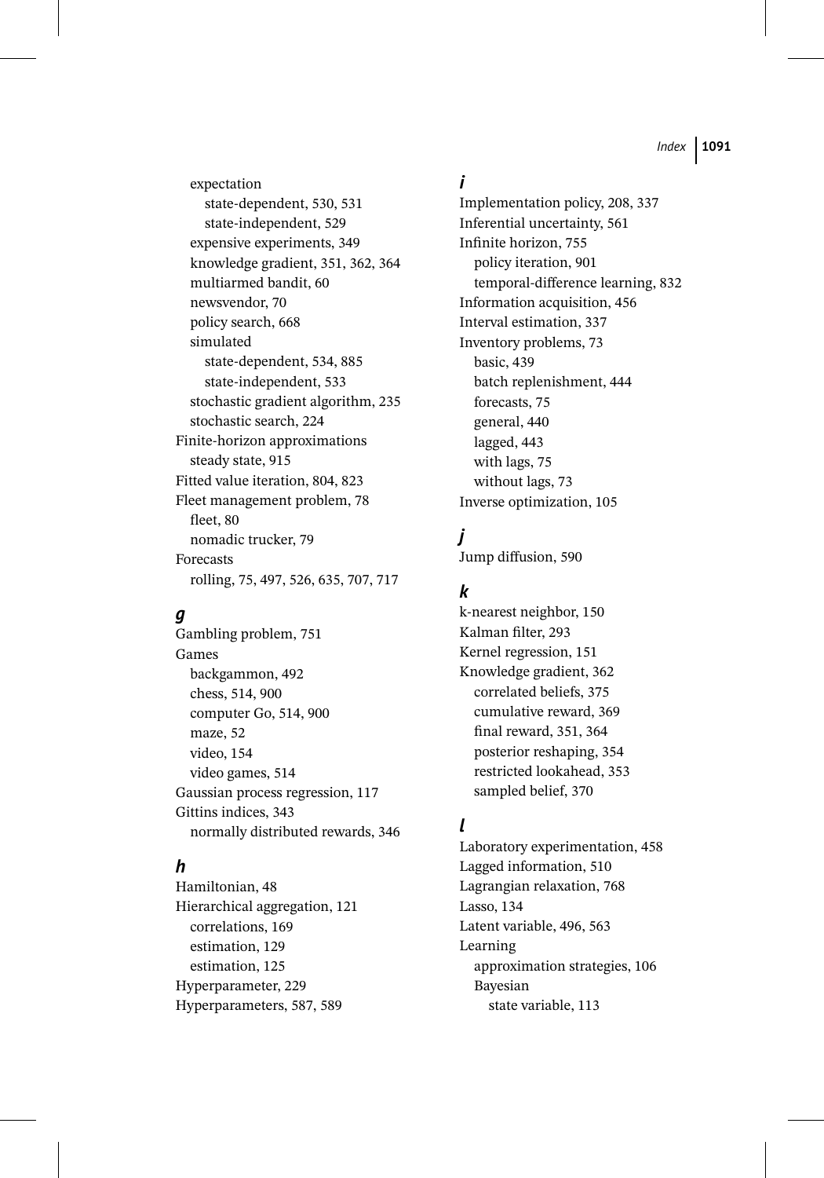expectation
    state-dependent, 530, 531
    state-independent, 529
  expensive experiments, 349
  knowledge gradient, 351, 362, 364
  multiarmed bandit, 60
  newsvendor, 70
  policy search, 668
  simulated
    state-dependent, 534, 885
    state-independent, 533
  stochastic gradient algorithm, 235
  stochastic search, 224
Finite-horizon approximations
  steady state, 915
Fitted value iteration, 804, 823
Fleet management problem, 78
  fleet, 80
  nomadic trucker, 79
Forecasts
  rolling, 75, 497, 526, 635, 707, 717

### *g*

Gambling problem, 751
Games
  backgammon, 492
  chess, 514, 900
  computer Go, 514, 900
  maze, 52
  video, 154
  video games, 514
Gaussian process regression, 117
Gittins indices, 343
  normally distributed rewards, 346

### *h*

Hamiltonian, 48
Hierarchical aggregation, 121
  correlations, 169
  estimation, 129
  estimation, 125
Hyperparameter, 229
Hyperparameters, 587, 589

### *i*

Implementation policy, 208, 337
Inferential uncertainty, 561
Infinite horizon, 755
  policy iteration, 901
  temporal-difference learning, 832
Information acquisition, 456
Interval estimation, 337
Inventory problems, 73
  basic, 439
  batch replenishment, 444
  forecasts, 75
  general, 440
  lagged, 443
  with lags, 75
  without lags, 73
Inverse optimization, 105

### *j*

Jump diffusion, 590

### *k*

k-nearest neighbor, 150
Kalman filter, 293
Kernel regression, 151
Knowledge gradient, 362
  correlated beliefs, 375
  cumulative reward, 369
  final reward, 351, 364
  posterior reshaping, 354
  restricted lookahead, 353
  sampled belief, 370

### *l*

Laboratory experimentation, 458
Lagged information, 510
Lagrangian relaxation, 768
Lasso, 134
Latent variable, 496, 563
Learning
  approximation strategies, 106
  Bayesian
    state variable, 113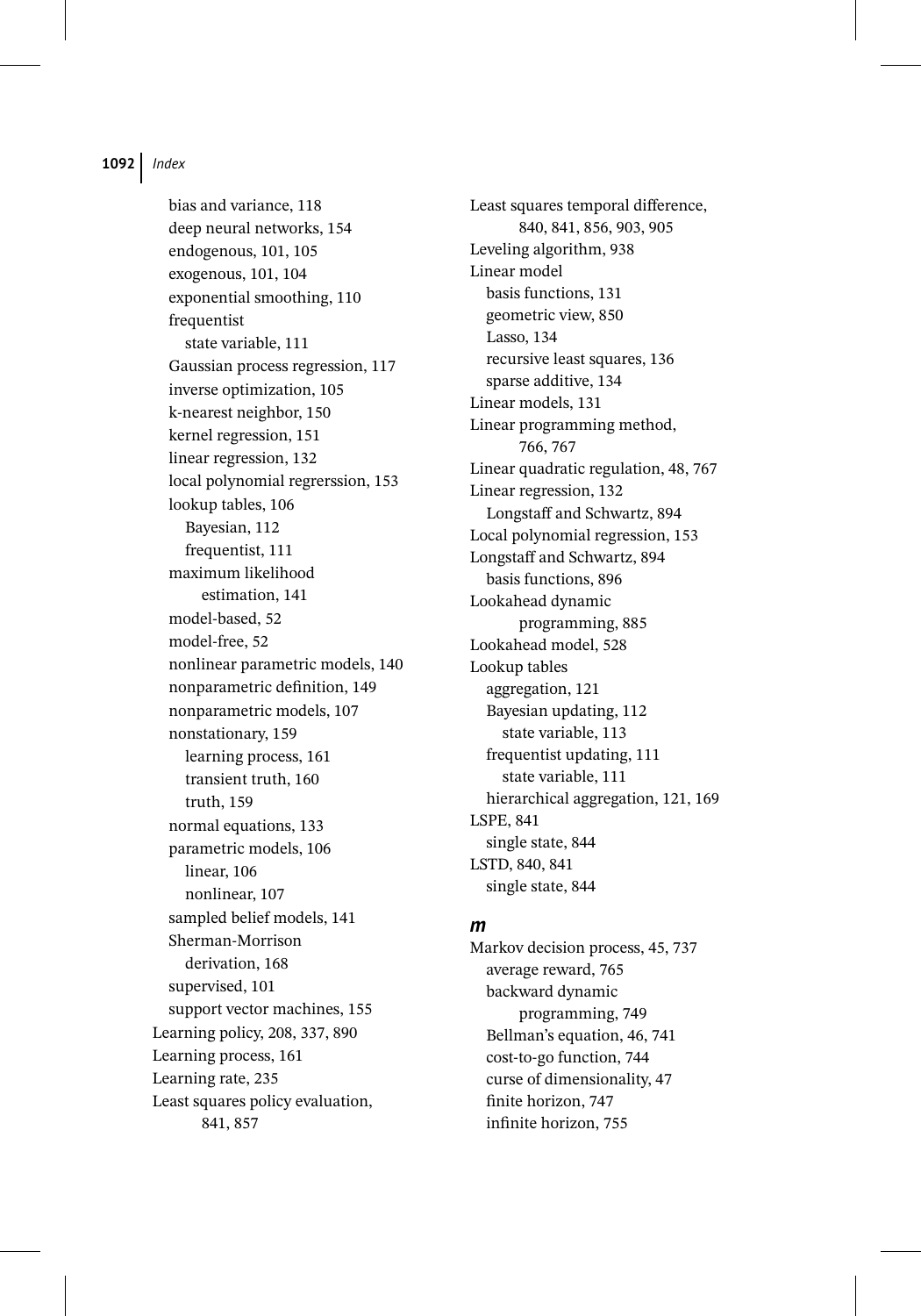bias and variance, 118
deep neural networks, 154
endogenous, 101, 105
exogenous, 101, 104
exponential smoothing, 110
frequentist
state variable, 111
Gaussian process regression, 117
inverse optimization, 105
k-nearest neighbor, 150
kernel regression, 151
linear regression, 132
local polynomial regrerssion, 153
lookup tables, 106
Bayesian, 112
frequentist, 111
maximum likelihood
estimation, 141
model-based, 52
model-free, 52
nonlinear parametric models, 140
nonparametric definition, 149
nonparametric models, 107
nonstationary, 159
learning process, 161
transient truth, 160
truth, 159
normal equations, 133
parametric models, 106
linear, 106
nonlinear, 107
sampled belief models, 141
Sherman-Morrison
derivation, 168
supervised, 101
support vector machines, 155

Learning policy, 208, 337, 890
Learning process, 161
Learning rate, 235
Least squares policy evaluation,
841, 857
Least squares temporal difference,
840, 841, 856, 903, 905
Leveling algorithm, 938
Linear model
basis functions, 131
geometric view, 850
Lasso, 134
recursive least squares, 136
sparse additive, 134
Linear models, 131
Linear programming method,
766, 767
Linear quadratic regulation, 48, 767
Linear regression, 132
Longstaff and Schwartz, 894
Local polynomial regression, 153
Longstaff and Schwartz, 894
basis functions, 896
Lookahead dynamic
programming, 885
Lookahead model, 528
Lookup tables
aggregation, 121
Bayesian updating, 112
state variable, 113
frequentist updating, 111
state variable, 111
hierarchical aggregation, 121, 169
LSPE, 841
single state, 844
LSTD, 840, 841
single state, 844

## m

Markov decision process, 45, 737
average reward, 765
backward dynamic
programming, 749
Bellman's equation, 46, 741
cost-to-go function, 744
curse of dimensionality, 47
finite horizon, 747
infinite horizon, 755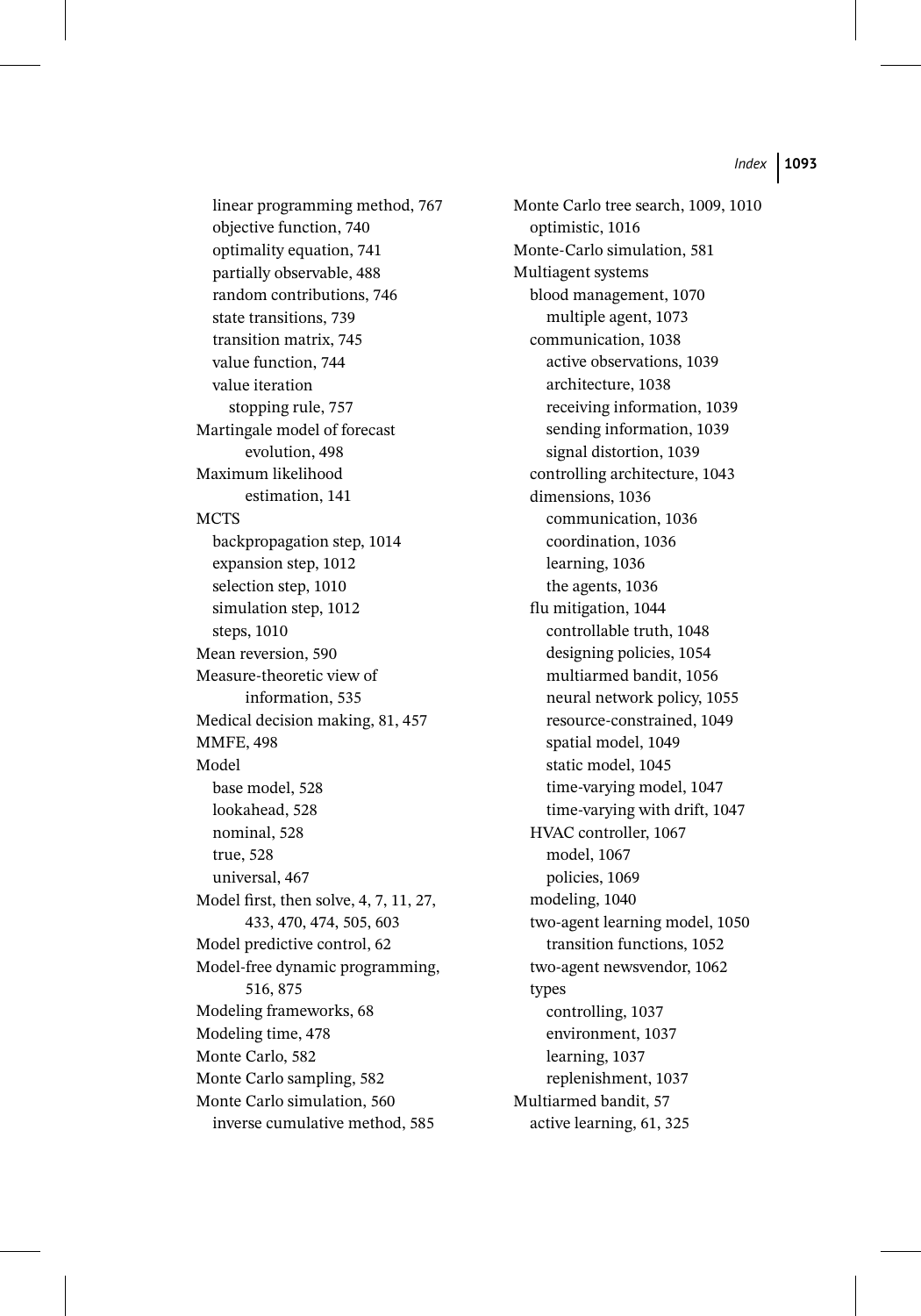linear programming method, 767
  objective function, 740
  optimality equation, 741
  partially observable, 488
  random contributions, 746
  state transitions, 739
  transition matrix, 745
  value function, 744
  value iteration
    stopping rule, 757

Martingale model of forecast evolution, 498

Maximum likelihood estimation, 141

MCTS
  backpropagation step, 1014
  expansion step, 1012
  selection step, 1010
  simulation step, 1012
  steps, 1010

Mean reversion, 590

Measure-theoretic view of information, 535

Medical decision making, 81, 457

MMFE, 498

Model
  base model, 528
  lookahead, 528
  nominal, 528
  true, 528
  universal, 467

Model first, then solve, 4, 7, 11, 27, 433, 470, 474, 505, 603

Model predictive control, 62

Model-free dynamic programming, 516, 875

Modeling frameworks, 68

Modeling time, 478

Monte Carlo, 582

Monte Carlo sampling, 582

Monte Carlo simulation, 560
  inverse cumulative method, 585

Monte Carlo tree search, 1009, 1010
  optimistic, 1016

Monte-Carlo simulation, 581

Multiagent systems
  blood management, 1070
    multiple agent, 1073
  communication, 1038
    active observations, 1039
    architecture, 1038
    receiving information, 1039
    sending information, 1039
    signal distortion, 1039
  controlling architecture, 1043
  dimensions, 1036
    communication, 1036
    coordination, 1036
    learning, 1036
    the agents, 1036
  flu mitigation, 1044
    controllable truth, 1048
    designing policies, 1054
    multiarmed bandit, 1056
    neural network policy, 1055
    resource-constrained, 1049
    spatial model, 1049
    static model, 1045
    time-varying model, 1047
    time-varying with drift, 1047
  HVAC controller, 1067
    model, 1067
    policies, 1069
  modeling, 1040
  two-agent learning model, 1050
    transition functions, 1052
  two-agent newsvendor, 1062
  types
    controlling, 1037
    environment, 1037
    learning, 1037
    replenishment, 1037

Multiarmed bandit, 57
  active learning, 61, 325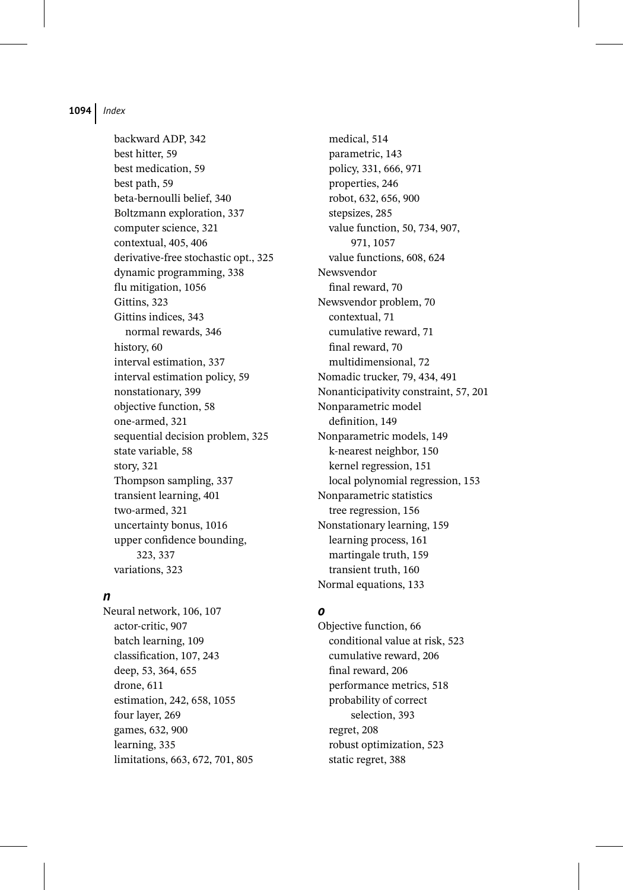backward ADP, 342
best hitter, 59
best medication, 59
best path, 59
beta-bernoulli belief, 340
Boltzmann exploration, 337
computer science, 321
contextual, 405, 406
derivative-free stochastic opt., 325
dynamic programming, 338
flu mitigation, 1056
Gittins, 323
Gittins indices, 343
normal rewards, 346
history, 60
interval estimation, 337
interval estimation policy, 59
nonstationary, 399
objective function, 58
one-armed, 321
sequential decision problem, 325
state variable, 58
story, 321
Thompson sampling, 337
transient learning, 401
two-armed, 321
uncertainty bonus, 1016
upper confidence bounding, 323, 337
variations, 323

## n

Neural network, 106, 107
actor-critic, 907
batch learning, 109
classification, 107, 243
deep, 53, 364, 655
drone, 611
estimation, 242, 658, 1055
four layer, 269
games, 632, 900
learning, 335
limitations, 663, 672, 701, 805
medical, 514
parametric, 143
policy, 331, 666, 971
properties, 246
robot, 632, 656, 900
stepsizes, 285
value function, 50, 734, 907, 971, 1057
value functions, 608, 624

Newsvendor
final reward, 70

Newsvendor problem, 70
contextual, 71
cumulative reward, 71
final reward, 70
multidimensional, 72

Nomadic trucker, 79, 434, 491

Nonanticipativity constraint, 57, 201

Nonparametric model
definition, 149

Nonparametric models, 149
k-nearest neighbor, 150
kernel regression, 151
local polynomial regression, 153

Nonparametric statistics
tree regression, 156

Nonstationary learning, 159
learning process, 161
martingale truth, 159
transient truth, 160

Normal equations, 133

## o

Objective function, 66
conditional value at risk, 523
cumulative reward, 206
final reward, 206
performance metrics, 518
probability of correct selection, 393
regret, 208
robust optimization, 523
static regret, 388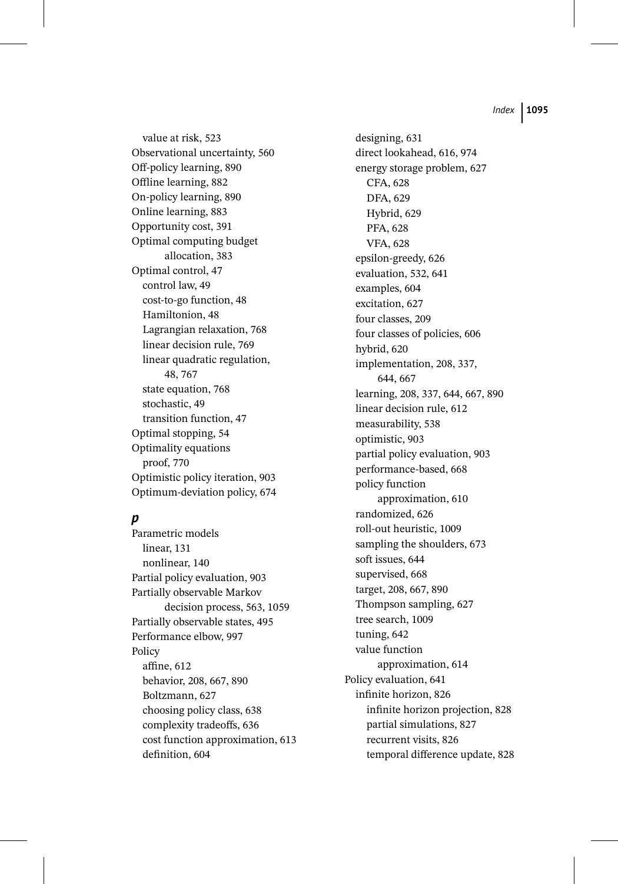value at risk, 523
Observational uncertainty, 560
Off-policy learning, 890
Offline learning, 882
On-policy learning, 890
Online learning, 883
Opportunity cost, 391
Optimal computing budget allocation, 383
Optimal control, 47
  control law, 49
  cost-to-go function, 48
  Hamiltonion, 48
  Lagrangian relaxation, 768
  linear decision rule, 769
  linear quadratic regulation, 48, 767
  state equation, 768
  stochastic, 49
  transition function, 47
Optimal stopping, 54
Optimality equations
  proof, 770
Optimistic policy iteration, 903
Optimum-deviation policy, 674

## *p*

Parametric models
  linear, 131
  nonlinear, 140
Partial policy evaluation, 903
Partially observable Markov decision process, 563, 1059
Partially observable states, 495
Performance elbow, 997
Policy
  affine, 612
  behavior, 208, 667, 890
  Boltzmann, 627
  choosing policy class, 638
  complexity tradeoffs, 636
  cost function approximation, 613
  definition, 604
  designing, 631
  direct lookahead, 616, 974
  energy storage problem, 627
    CFA, 628
    DFA, 629
    Hybrid, 629
    PFA, 628
    VFA, 628
  epsilon-greedy, 626
  evaluation, 532, 641
  examples, 604
  excitation, 627
  four classes, 209
  four classes of policies, 606
  hybrid, 620
  implementation, 208, 337, 644, 667
  learning, 208, 337, 644, 667, 890
  linear decision rule, 612
  measurability, 538
  optimistic, 903
  partial policy evaluation, 903
  performance-based, 668
  policy function approximation, 610
  randomized, 626
  roll-out heuristic, 1009
  sampling the shoulders, 673
  soft issues, 644
  supervised, 668
  target, 208, 667, 890
  Thompson sampling, 627
  tree search, 1009
  tuning, 642
  value function approximation, 614
Policy evaluation, 641
  infinite horizon, 826
    infinite horizon projection, 828
    partial simulations, 827
    recurrent visits, 826
    temporal difference update, 828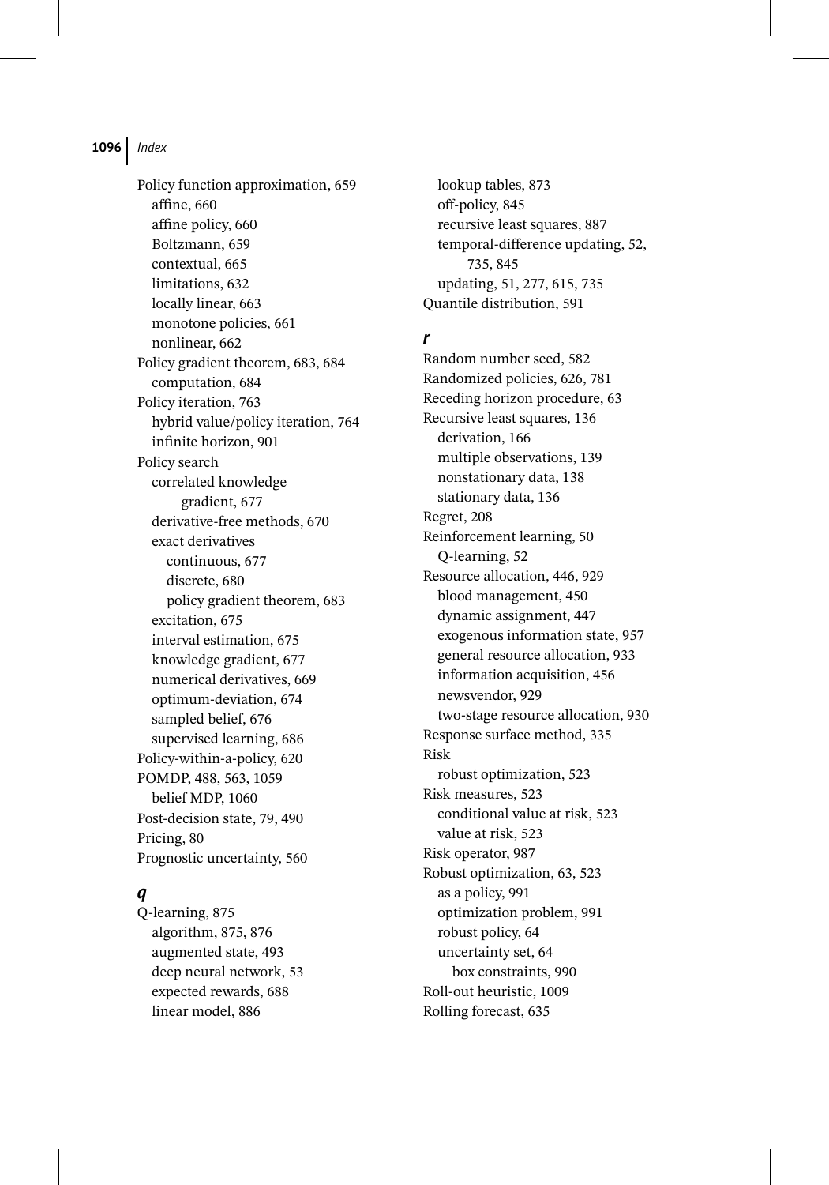Policy function approximation, 659
  affine, 660
  affine policy, 660
  Boltzmann, 659
  contextual, 665
  limitations, 632
  locally linear, 663
  monotone policies, 661
  nonlinear, 662
Policy gradient theorem, 683, 684
  computation, 684
Policy iteration, 763
  hybrid value/policy iteration, 764
  infinite horizon, 901
Policy search
  correlated knowledge gradient, 677
  derivative-free methods, 670
  exact derivatives
    continuous, 677
    discrete, 680
    policy gradient theorem, 683
  excitation, 675
  interval estimation, 675
  knowledge gradient, 677
  numerical derivatives, 669
  optimum-deviation, 674
  sampled belief, 676
  supervised learning, 686
Policy-within-a-policy, 620
POMDP, 488, 563, 1059
  belief MDP, 1060
Post-decision state, 79, 490
Pricing, 80
Prognostic uncertainty, 560

### *q*

Q-learning, 875
  algorithm, 875, 876
  augmented state, 493
  deep neural network, 53
  expected rewards, 688
  linear model, 886
  lookup tables, 873
  off-policy, 845
  recursive least squares, 887
  temporal-difference updating, 52, 735, 845
  updating, 51, 277, 615, 735
Quantile distribution, 591

### *r*

Random number seed, 582
Randomized policies, 626, 781
Receding horizon procedure, 63
Recursive least squares, 136
  derivation, 166
  multiple observations, 139
  nonstationary data, 138
  stationary data, 136
Regret, 208
Reinforcement learning, 50
  Q-learning, 52
Resource allocation, 446, 929
  blood management, 450
  dynamic assignment, 447
  exogenous information state, 957
  general resource allocation, 933
  information acquisition, 456
  newsvendor, 929
  two-stage resource allocation, 930
Response surface method, 335
Risk
  robust optimization, 523
Risk measures, 523
  conditional value at risk, 523
  value at risk, 523
Risk operator, 987
Robust optimization, 63, 523
  as a policy, 991
  optimization problem, 991
  robust policy, 64
  uncertainty set, 64
    box constraints, 990
Roll-out heuristic, 1009
Rolling forecast, 635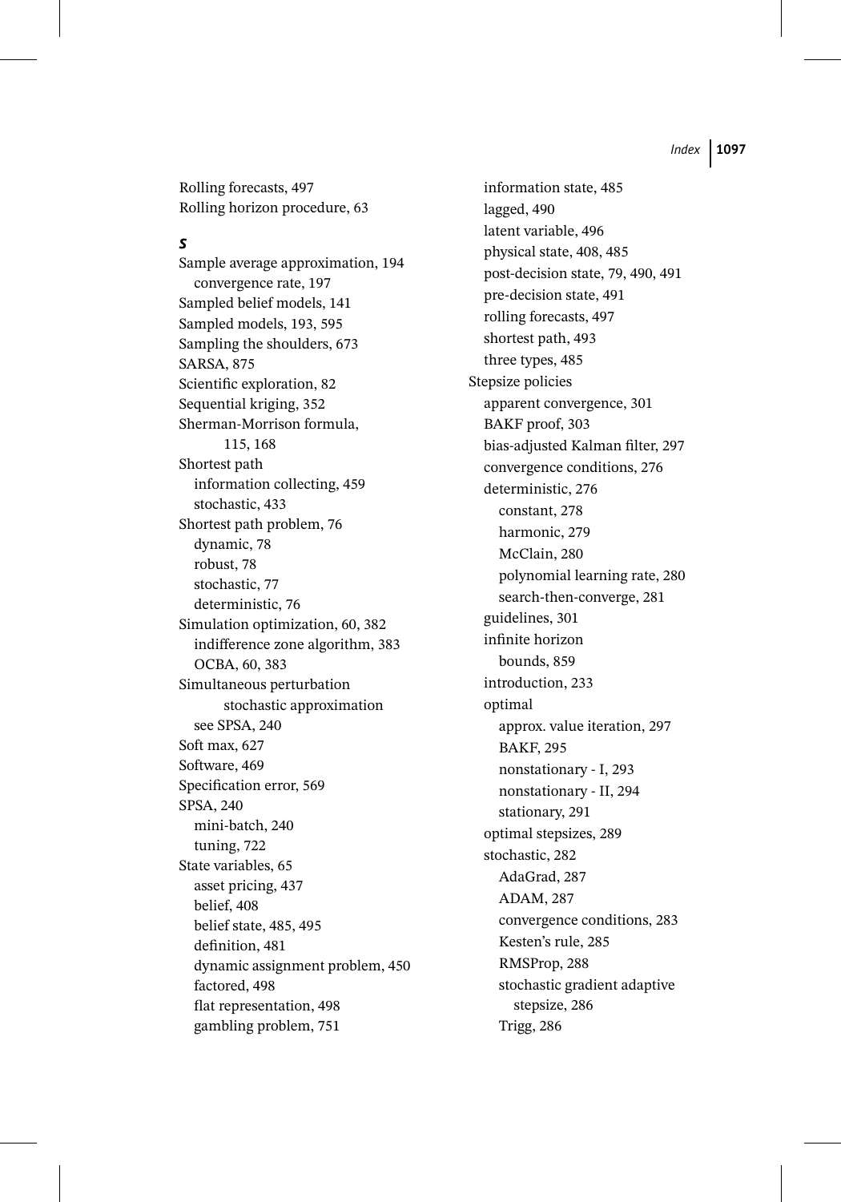Rolling forecasts, 497
Rolling horizon procedure, 63

### S

Sample average approximation, 194
  convergence rate, 197
Sampled belief models, 141
Sampled models, 193, 595
Sampling the shoulders, 673
SARSA, 875
Scientific exploration, 82
Sequential kriging, 352
Sherman-Morrison formula, 115, 168
Shortest path
  information collecting, 459
  stochastic, 433
Shortest path problem, 76
  dynamic, 78
  robust, 78
  stochastic, 77
  deterministic, 76
Simulation optimization, 60, 382
  indifference zone algorithm, 383
  OCBA, 60, 383
Simultaneous perturbation stochastic approximation
  see SPSA, 240
Soft max, 627
Software, 469
Specification error, 569
SPSA, 240
  mini-batch, 240
  tuning, 722
State variables, 65
  asset pricing, 437
  belief, 408
  belief state, 485, 495
  definition, 481
  dynamic assignment problem, 450
  factored, 498
  flat representation, 498
  gambling problem, 751
  information state, 485
  lagged, 490
  latent variable, 496
  physical state, 408, 485
  post-decision state, 79, 490, 491
  pre-decision state, 491
  rolling forecasts, 497
  shortest path, 493
  three types, 485
Stepsize policies
  apparent convergence, 301
  BAKF proof, 303
  bias-adjusted Kalman filter, 297
  convergence conditions, 276
  deterministic, 276
    constant, 278
    harmonic, 279
    McClain, 280
    polynomial learning rate, 280
    search-then-converge, 281
  guidelines, 301
  infinite horizon
    bounds, 859
  introduction, 233
  optimal
    approx. value iteration, 297
    BAKF, 295
    nonstationary - I, 293
    nonstationary - II, 294
    stationary, 291
  optimal stepsizes, 289
  stochastic, 282
    AdaGrad, 287
    ADAM, 287
    convergence conditions, 283
    Kesten's rule, 285
    RMSProp, 288
    stochastic gradient adaptive stepsize, 286
    Trigg, 286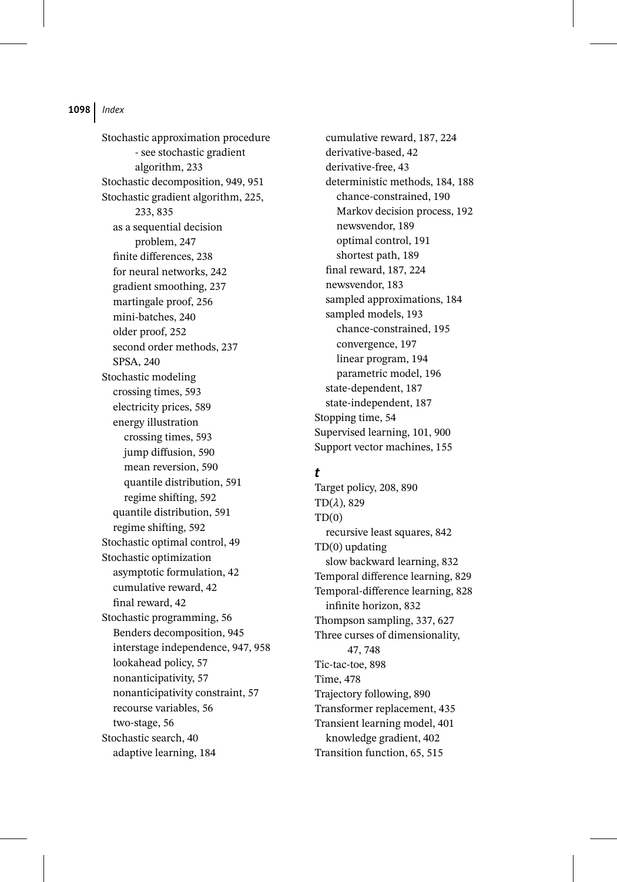Stochastic approximation procedure - see stochastic gradient algorithm, 233
Stochastic decomposition, 949, 951
Stochastic gradient algorithm, 225, 233, 835
  as a sequential decision problem, 247
  finite differences, 238
  for neural networks, 242
  gradient smoothing, 237
  martingale proof, 256
  mini-batches, 240
  older proof, 252
  second order methods, 237
  SPSA, 240
Stochastic modeling
  crossing times, 593
  electricity prices, 589
  energy illustration
    crossing times, 593
    jump diffusion, 590
    mean reversion, 590
    quantile distribution, 591
    regime shifting, 592
  quantile distribution, 591
  regime shifting, 592
Stochastic optimal control, 49
Stochastic optimization
  asymptotic formulation, 42
  cumulative reward, 42
  final reward, 42
Stochastic programming, 56
  Benders decomposition, 945
  interstage independence, 947, 958
  lookahead policy, 57
  nonanticipativity, 57
  nonanticipativity constraint, 57
  recourse variables, 56
  two-stage, 56
Stochastic search, 40
  adaptive learning, 184
  cumulative reward, 187, 224
  derivative-based, 42
  derivative-free, 43
  deterministic methods, 184, 188
    chance-constrained, 190
    Markov decision process, 192
    newsvendor, 189
    optimal control, 191
    shortest path, 189
  final reward, 187, 224
  newsvendor, 183
  sampled approximations, 184
  sampled models, 193
    chance-constrained, 195
    convergence, 197
    linear program, 194
    parametric model, 196
  state-dependent, 187
  state-independent, 187
Stopping time, 54
Supervised learning, 101, 900
Support vector machines, 155

### *t*

Target policy, 208, 890
TD($\lambda$), 829
TD(0)
  recursive least squares, 842
TD(0) updating
  slow backward learning, 832
Temporal difference learning, 829
Temporal-difference learning, 828
  infinite horizon, 832
Thompson sampling, 337, 627
Three curses of dimensionality, 47, 748
Tic-tac-toe, 898
Time, 478
Trajectory following, 890
Transformer replacement, 435
Transient learning model, 401
  knowledge gradient, 402
Transition function, 65, 515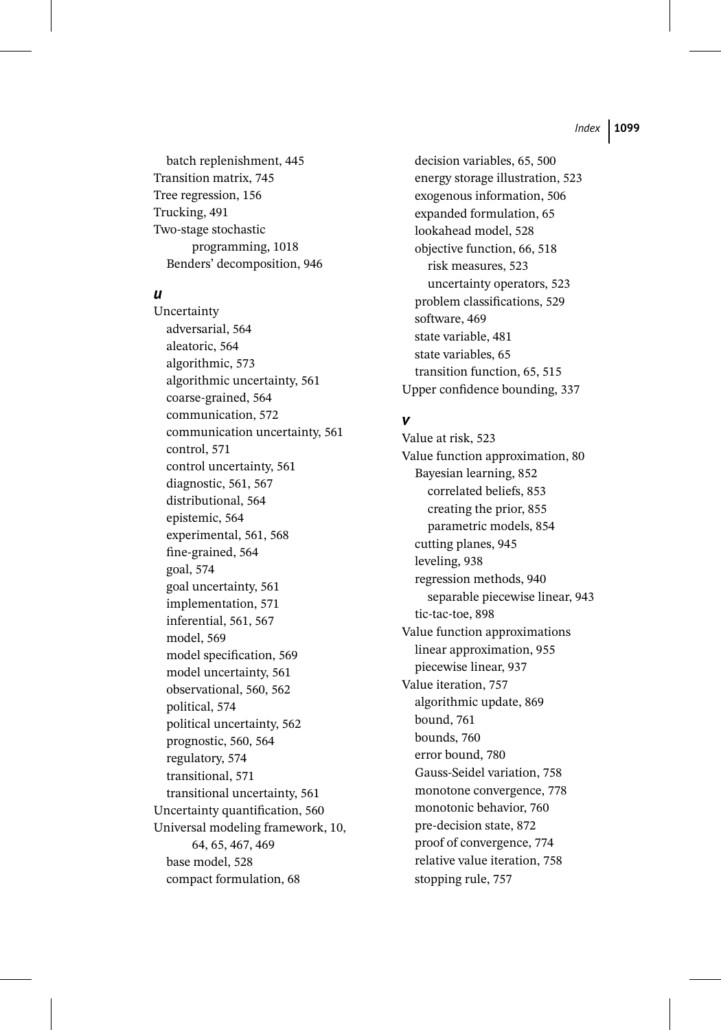batch replenishment, 445
Transition matrix, 745
Tree regression, 156
Trucking, 491
Two-stage stochastic
    programming, 1018
  Benders' decomposition, 946

### *u*

Uncertainty
  adversarial, 564
  aleatoric, 564
  algorithmic, 573
  algorithmic uncertainty, 561
  coarse-grained, 564
  communication, 572
  communication uncertainty, 561
  control, 571
  control uncertainty, 561
  diagnostic, 561, 567
  distributional, 564
  epistemic, 564
  experimental, 561, 568
  fine-grained, 564
  goal, 574
  goal uncertainty, 561
  implementation, 571
  inferential, 561, 567
  model, 569
  model specification, 569
  model uncertainty, 561
  observational, 560, 562
  political, 574
  political uncertainty, 562
  prognostic, 560, 564
  regulatory, 574
  transitional, 571
  transitional uncertainty, 561
Uncertainty quantification, 560
Universal modeling framework, 10,
    64, 65, 467, 469
  base model, 528
  compact formulation, 68
  decision variables, 65, 500
  energy storage illustration, 523
  exogenous information, 506
  expanded formulation, 65
  lookahead model, 528
  objective function, 66, 518
    risk measures, 523
    uncertainty operators, 523
  problem classifications, 529
  software, 469
  state variable, 481
  state variables, 65
  transition function, 65, 515
Upper confidence bounding, 337

### *v*

Value at risk, 523
Value function approximation, 80
  Bayesian learning, 852
    correlated beliefs, 853
    creating the prior, 855
    parametric models, 854
  cutting planes, 945
  leveling, 938
  regression methods, 940
    separable piecewise linear, 943
  tic-tac-toe, 898
Value function approximations
  linear approximation, 955
  piecewise linear, 937
Value iteration, 757
  algorithmic update, 869
  bound, 761
  bounds, 760
  error bound, 780
  Gauss-Seidel variation, 758
  monotone convergence, 778
  monotonic behavior, 760
  pre-decision state, 872
  proof of convergence, 774
  relative value iteration, 758
  stopping rule, 757